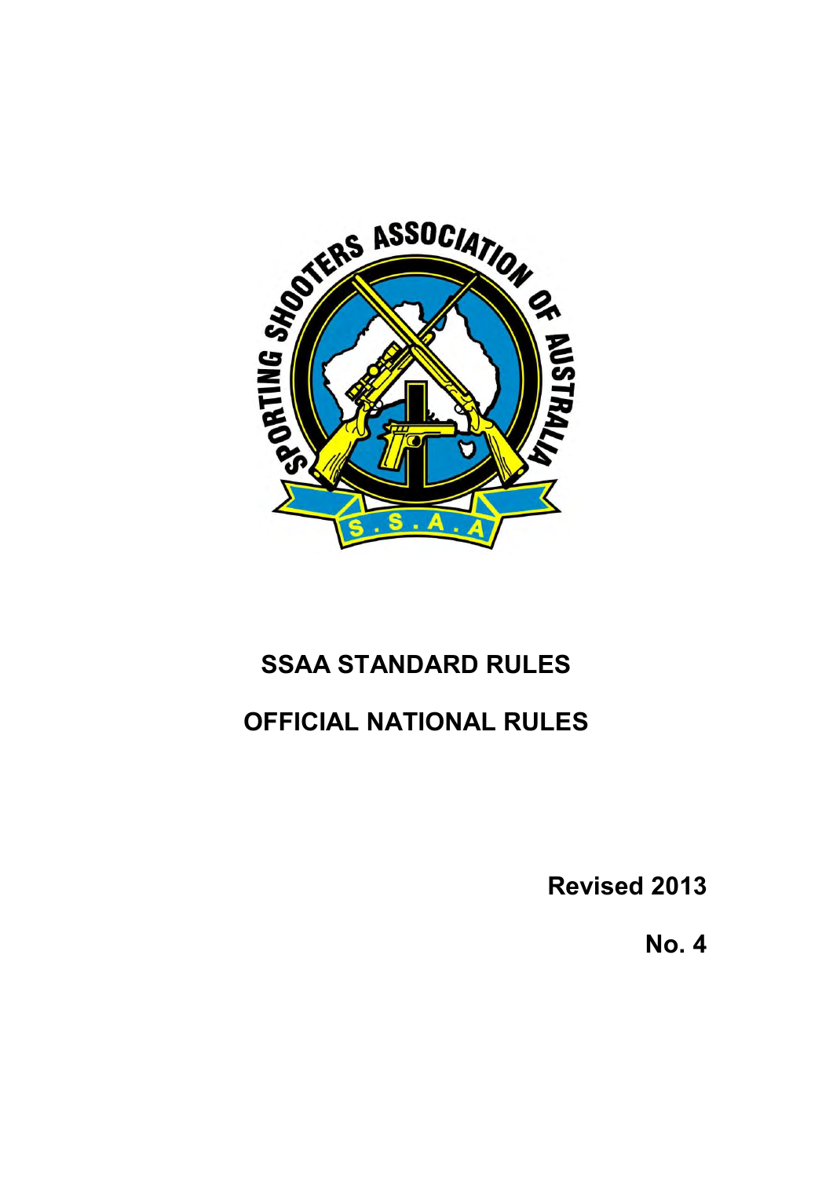# SSAA STANDARD RULES

# OFFICIAL NATIONAL RULES

**Revised 2013**

**No. 4**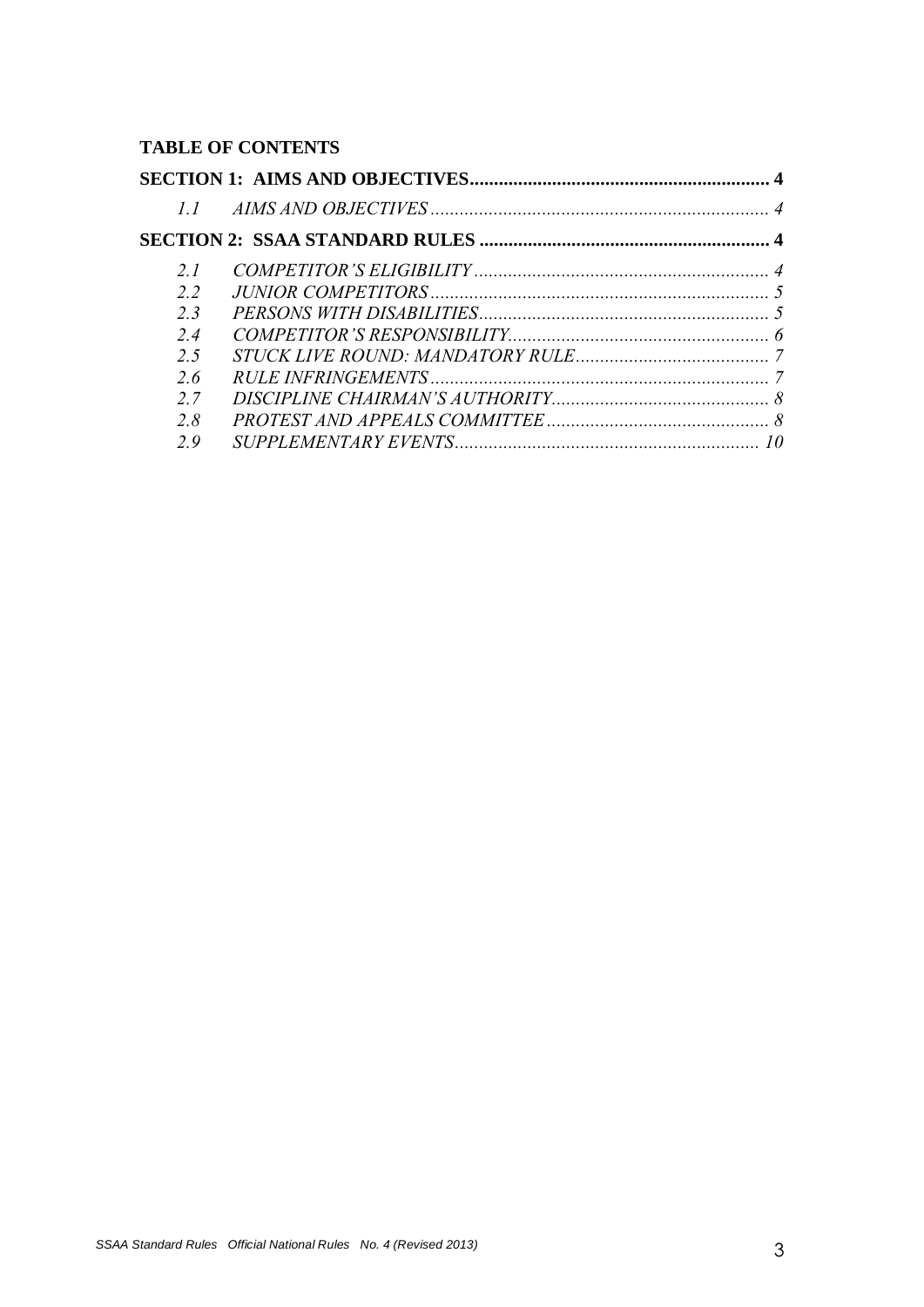**TABLE OF CONTENTS**

**SECTION 1: AIMS AND OBJECTIVES** .............................................................. **4**

*1.1 AIMS AND OBJECTIVES* ..................................................................... *4*

**SECTION 2: SSAA STANDARD RULES** ............................................................ **4**

*2.1 COMPETITOR'S ELIGIBILITY* ............................................................. *4*

*2.2 JUNIOR COMPETITORS* ...................................................................... *5*

*2.3 PERSONS WITH DISABILITIES* ............................................................ *5*

*2.4 COMPETITOR'S RESPONSIBILITY* ...................................................... *6*

*2.5 STUCK LIVE ROUND: MANDATORY RULE* ........................................ *7*

*2.6 RULE INFRINGEMENTS* ...................................................................... *7*

*2.7 DISCIPLINE CHAIRMAN'S AUTHORITY* ............................................. *8*

*2.8 PROTEST AND APPEALS COMMITTEE* .............................................. *8*

*2.9 SUPPLEMENTARY EVENTS* ............................................................... *10*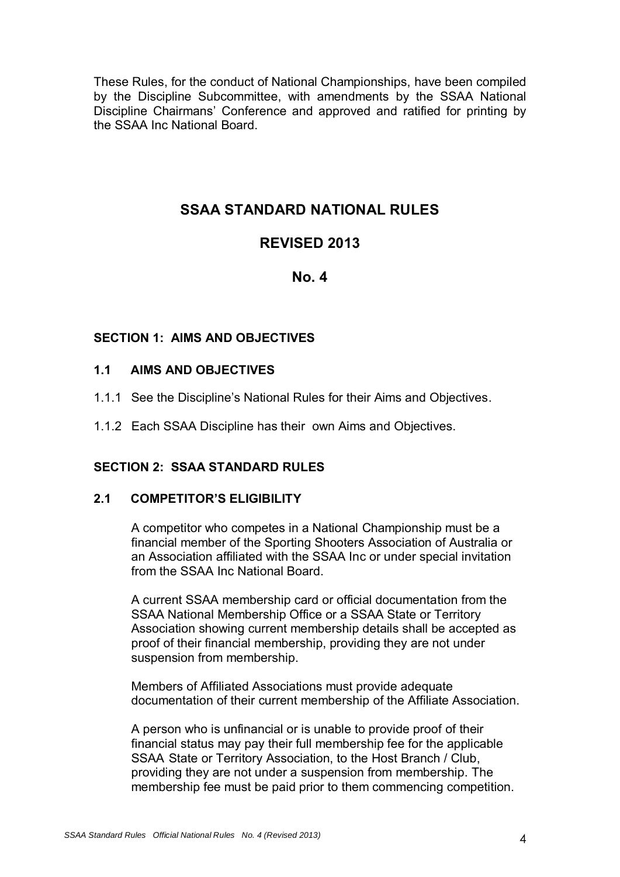These Rules, for the conduct of National Championships, have been compiled by the Discipline Subcommittee, with amendments by the SSAA National Discipline Chairmans' Conference and approved and ratified for printing by the SSAA Inc National Board.

# SSAA STANDARD NATIONAL RULES

## REVISED 2013

## No. 4

### SECTION 1: AIMS AND OBJECTIVES

#### 1.1 AIMS AND OBJECTIVES

1.1.1 See the Discipline's National Rules for their Aims and Objectives.

1.1.2 Each SSAA Discipline has their own Aims and Objectives.

### SECTION 2: SSAA STANDARD RULES

#### 2.1 COMPETITOR'S ELIGIBILITY

A competitor who competes in a National Championship must be a financial member of the Sporting Shooters Association of Australia or an Association affiliated with the SSAA Inc or under special invitation from the SSAA Inc National Board.

A current SSAA membership card or official documentation from the SSAA National Membership Office or a SSAA State or Territory Association showing current membership details shall be accepted as proof of their financial membership, providing they are not under suspension from membership.

Members of Affiliated Associations must provide adequate documentation of their current membership of the Affiliate Association.

A person who is unfinancial or is unable to provide proof of their financial status may pay their full membership fee for the applicable SSAA State or Territory Association, to the Host Branch / Club, providing they are not under a suspension from membership. The membership fee must be paid prior to them commencing competition.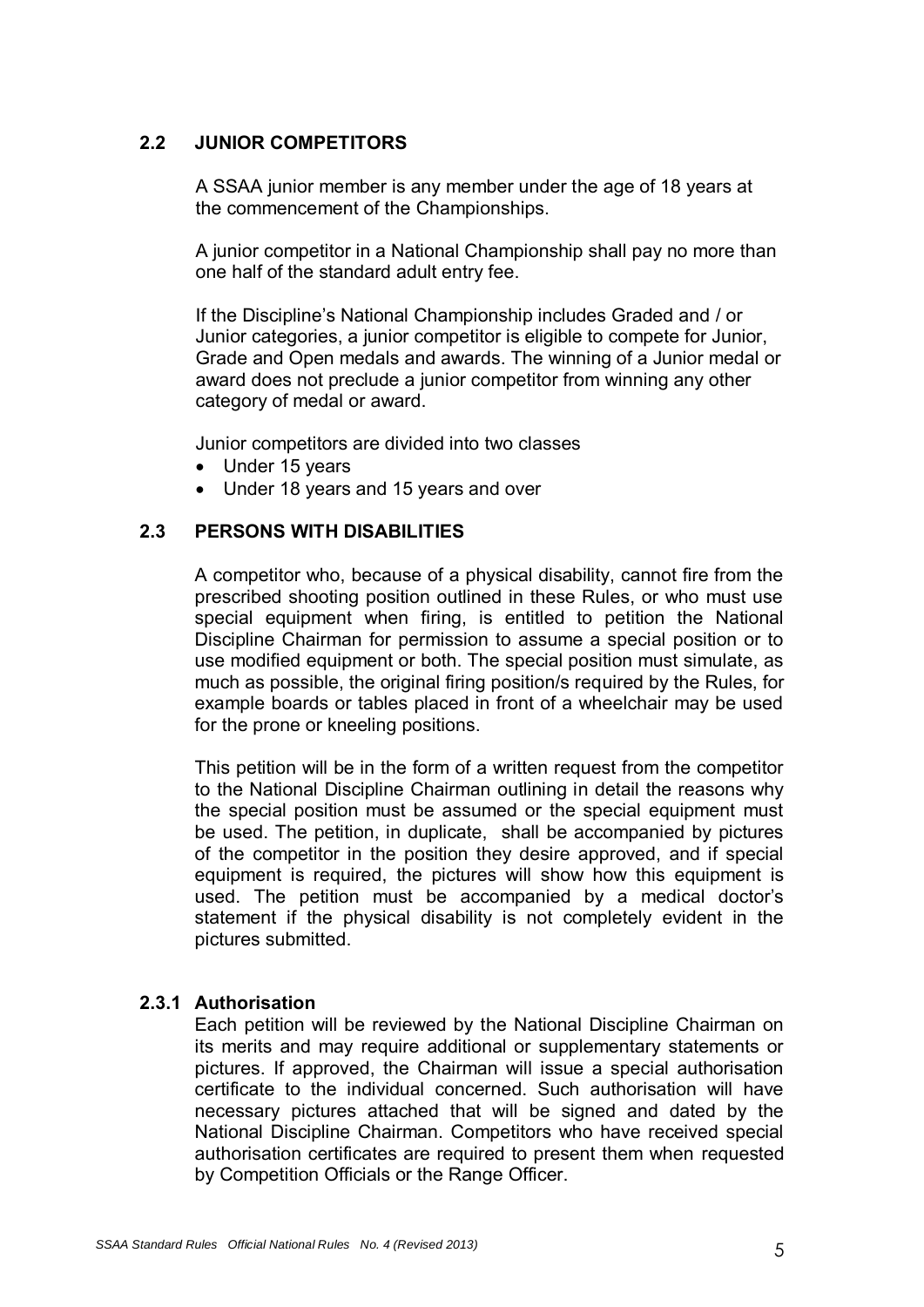## 2.2 JUNIOR COMPETITORS

A SSAA junior member is any member under the age of 18 years at the commencement of the Championships.

A junior competitor in a National Championship shall pay no more than one half of the standard adult entry fee.

If the Discipline's National Championship includes Graded and / or Junior categories, a junior competitor is eligible to compete for Junior, Grade and Open medals and awards. The winning of a Junior medal or award does not preclude a junior competitor from winning any other category of medal or award.

Junior competitors are divided into two classes

- Under 15 years
- Under 18 years and 15 years and over

## 2.3 PERSONS WITH DISABILITIES

A competitor who, because of a physical disability, cannot fire from the prescribed shooting position outlined in these Rules, or who must use special equipment when firing, is entitled to petition the National Discipline Chairman for permission to assume a special position or to use modified equipment or both. The special position must simulate, as much as possible, the original firing position/s required by the Rules, for example boards or tables placed in front of a wheelchair may be used for the prone or kneeling positions.

This petition will be in the form of a written request from the competitor to the National Discipline Chairman outlining in detail the reasons why the special position must be assumed or the special equipment must be used. The petition, in duplicate, shall be accompanied by pictures of the competitor in the position they desire approved, and if special equipment is required, the pictures will show how this equipment is used. The petition must be accompanied by a medical doctor's statement if the physical disability is not completely evident in the pictures submitted.

### 2.3.1 Authorisation

Each petition will be reviewed by the National Discipline Chairman on its merits and may require additional or supplementary statements or pictures. If approved, the Chairman will issue a special authorisation certificate to the individual concerned. Such authorisation will have necessary pictures attached that will be signed and dated by the National Discipline Chairman. Competitors who have received special authorisation certificates are required to present them when requested by Competition Officials or the Range Officer.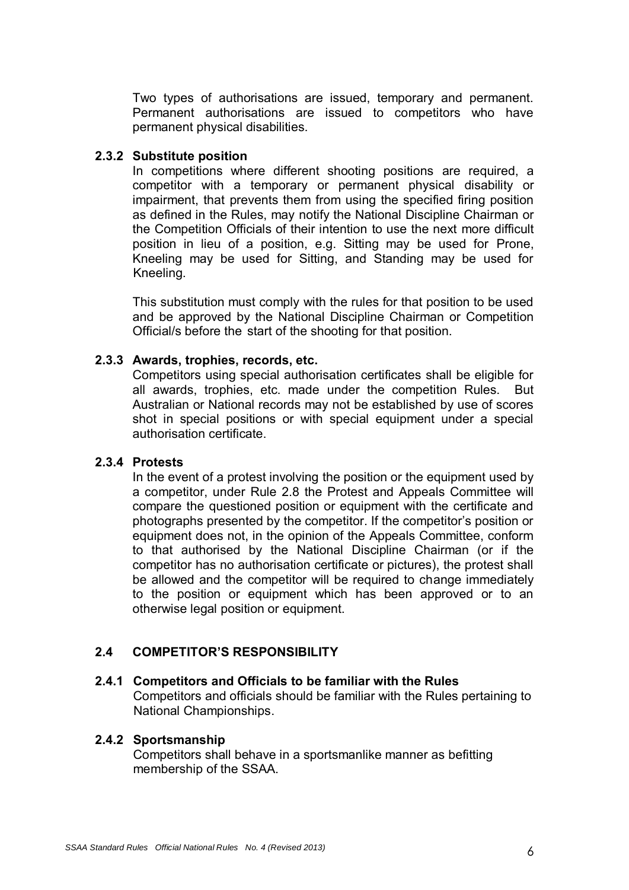Two types of authorisations are issued, temporary and permanent. Permanent authorisations are issued to competitors who have permanent physical disabilities.

### 2.3.2 Substitute position

In competitions where different shooting positions are required, a competitor with a temporary or permanent physical disability or impairment, that prevents them from using the specified firing position as defined in the Rules, may notify the National Discipline Chairman or the Competition Officials of their intention to use the next more difficult position in lieu of a position, e.g. Sitting may be used for Prone, Kneeling may be used for Sitting, and Standing may be used for Kneeling.

This substitution must comply with the rules for that position to be used and be approved by the National Discipline Chairman or Competition Official/s before the start of the shooting for that position.

### 2.3.3 Awards, trophies, records, etc.

Competitors using special authorisation certificates shall be eligible for all awards, trophies, etc. made under the competition Rules. But Australian or National records may not be established by use of scores shot in special positions or with special equipment under a special authorisation certificate.

### 2.3.4 Protests

In the event of a protest involving the position or the equipment used by a competitor, under Rule 2.8 the Protest and Appeals Committee will compare the questioned position or equipment with the certificate and photographs presented by the competitor. If the competitor's position or equipment does not, in the opinion of the Appeals Committee, conform to that authorised by the National Discipline Chairman (or if the competitor has no authorisation certificate or pictures), the protest shall be allowed and the competitor will be required to change immediately to the position or equipment which has been approved or to an otherwise legal position or equipment.

## 2.4 COMPETITOR'S RESPONSIBILITY

### 2.4.1 Competitors and Officials to be familiar with the Rules

Competitors and officials should be familiar with the Rules pertaining to National Championships.

### 2.4.2 Sportsmanship

Competitors shall behave in a sportsmanlike manner as befitting membership of the SSAA.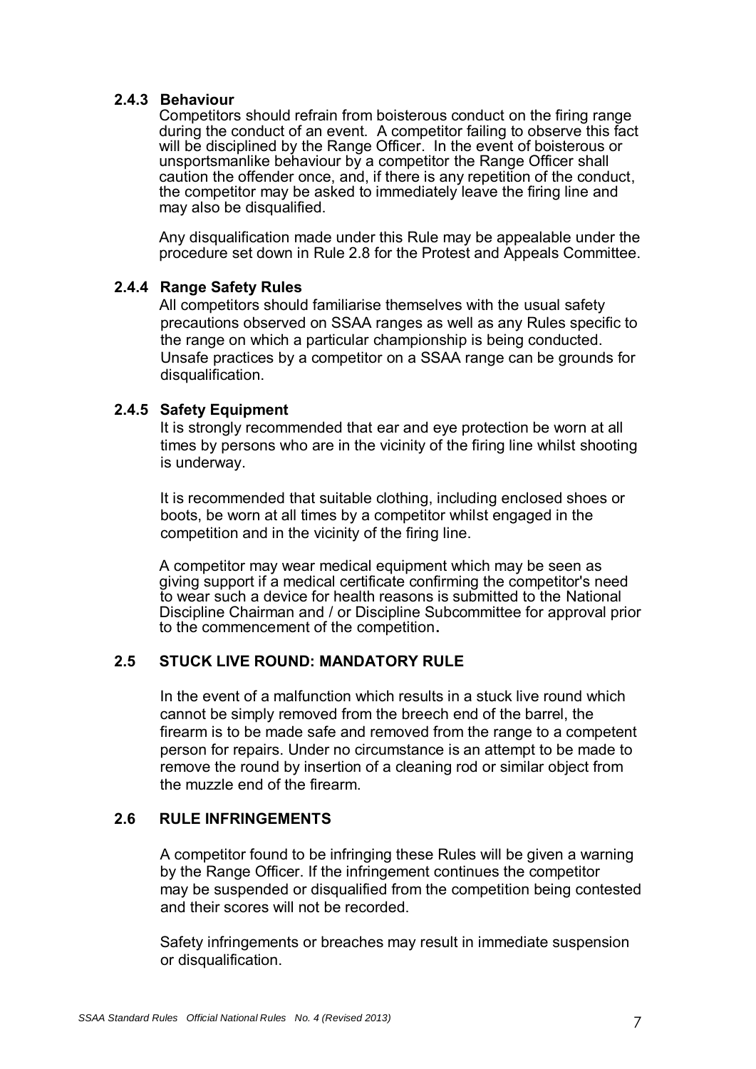### 2.4.3 Behaviour

Competitors should refrain from boisterous conduct on the firing range during the conduct of an event. A competitor failing to observe this fact will be disciplined by the Range Officer. In the event of boisterous or unsportsmanlike behaviour by a competitor the Range Officer shall caution the offender once, and, if there is any repetition of the conduct, the competitor may be asked to immediately leave the firing line and may also be disqualified.

Any disqualification made under this Rule may be appealable under the procedure set down in Rule 2.8 for the Protest and Appeals Committee.

### 2.4.4 Range Safety Rules

All competitors should familiarise themselves with the usual safety precautions observed on SSAA ranges as well as any Rules specific to the range on which a particular championship is being conducted. Unsafe practices by a competitor on a SSAA range can be grounds for disqualification.

### 2.4.5 Safety Equipment

It is strongly recommended that ear and eye protection be worn at all times by persons who are in the vicinity of the firing line whilst shooting is underway.

It is recommended that suitable clothing, including enclosed shoes or boots, be worn at all times by a competitor whilst engaged in the competition and in the vicinity of the firing line.

A competitor may wear medical equipment which may be seen as giving support if a medical certificate confirming the competitor's need to wear such a device for health reasons is submitted to the National Discipline Chairman and / or Discipline Subcommittee for approval prior to the commencement of the competition.

## 2.5 STUCK LIVE ROUND: MANDATORY RULE

In the event of a malfunction which results in a stuck live round which cannot be simply removed from the breech end of the barrel, the firearm is to be made safe and removed from the range to a competent person for repairs. Under no circumstance is an attempt to be made to remove the round by insertion of a cleaning rod or similar object from the muzzle end of the firearm.

## 2.6 RULE INFRINGEMENTS

A competitor found to be infringing these Rules will be given a warning by the Range Officer. If the infringement continues the competitor may be suspended or disqualified from the competition being contested and their scores will not be recorded.

Safety infringements or breaches may result in immediate suspension or disqualification.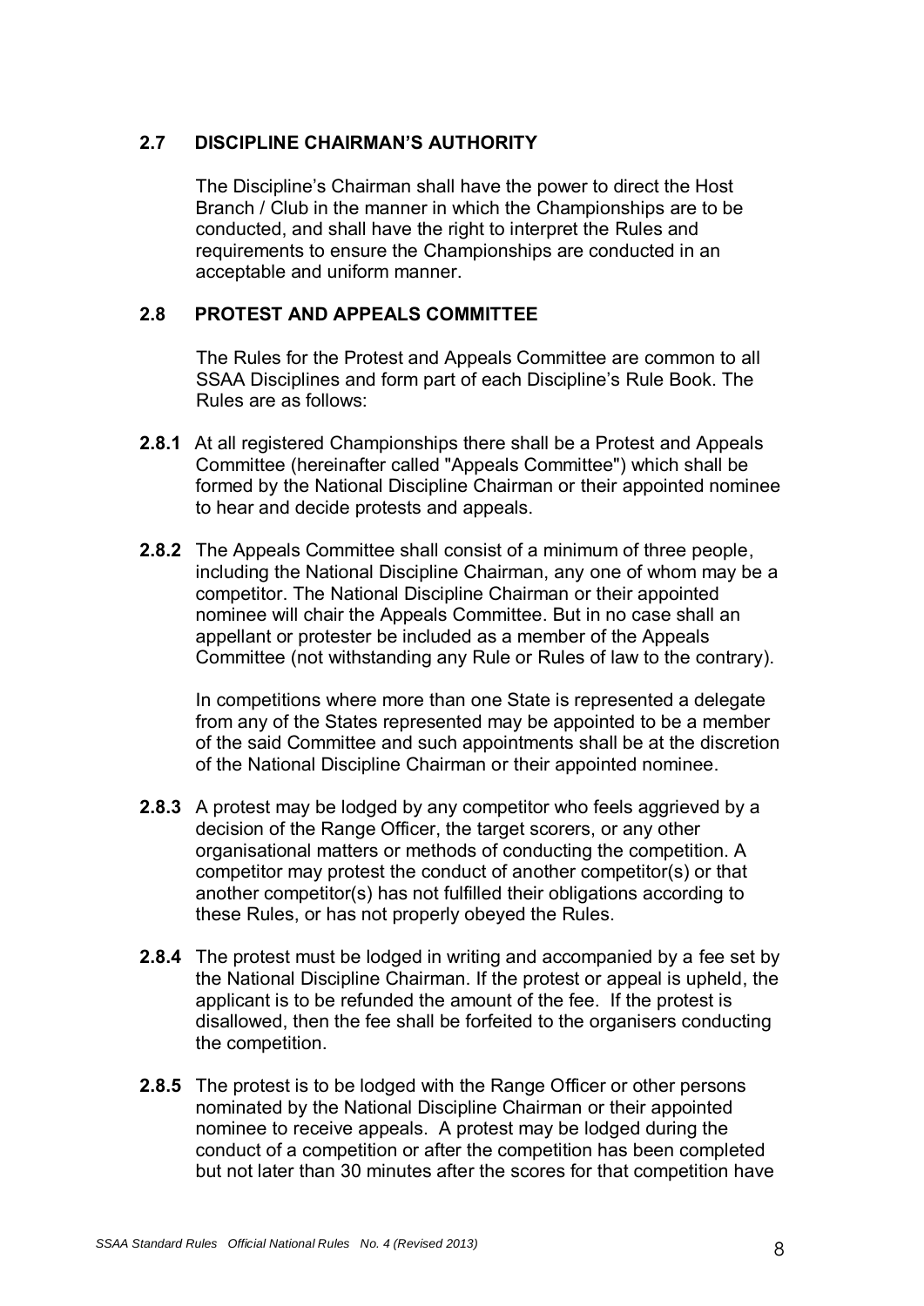### 2.7 DISCIPLINE CHAIRMAN'S AUTHORITY

The Discipline's Chairman shall have the power to direct the Host Branch / Club in the manner in which the Championships are to be conducted, and shall have the right to interpret the Rules and requirements to ensure the Championships are conducted in an acceptable and uniform manner.

### 2.8 PROTEST AND APPEALS COMMITTEE

The Rules for the Protest and Appeals Committee are common to all SSAA Disciplines and form part of each Discipline's Rule Book. The Rules are as follows:

**2.8.1** At all registered Championships there shall be a Protest and Appeals Committee (hereinafter called "Appeals Committee") which shall be formed by the National Discipline Chairman or their appointed nominee to hear and decide protests and appeals.

**2.8.2** The Appeals Committee shall consist of a minimum of three people, including the National Discipline Chairman, any one of whom may be a competitor. The National Discipline Chairman or their appointed nominee will chair the Appeals Committee. But in no case shall an appellant or protester be included as a member of the Appeals Committee (not withstanding any Rule or Rules of law to the contrary).

In competitions where more than one State is represented a delegate from any of the States represented may be appointed to be a member of the said Committee and such appointments shall be at the discretion of the National Discipline Chairman or their appointed nominee.

**2.8.3** A protest may be lodged by any competitor who feels aggrieved by a decision of the Range Officer, the target scorers, or any other organisational matters or methods of conducting the competition. A competitor may protest the conduct of another competitor(s) or that another competitor(s) has not fulfilled their obligations according to these Rules, or has not properly obeyed the Rules.

**2.8.4** The protest must be lodged in writing and accompanied by a fee set by the National Discipline Chairman. If the protest or appeal is upheld, the applicant is to be refunded the amount of the fee. If the protest is disallowed, then the fee shall be forfeited to the organisers conducting the competition.

**2.8.5** The protest is to be lodged with the Range Officer or other persons nominated by the National Discipline Chairman or their appointed nominee to receive appeals. A protest may be lodged during the conduct of a competition or after the competition has been completed but not later than 30 minutes after the scores for that competition have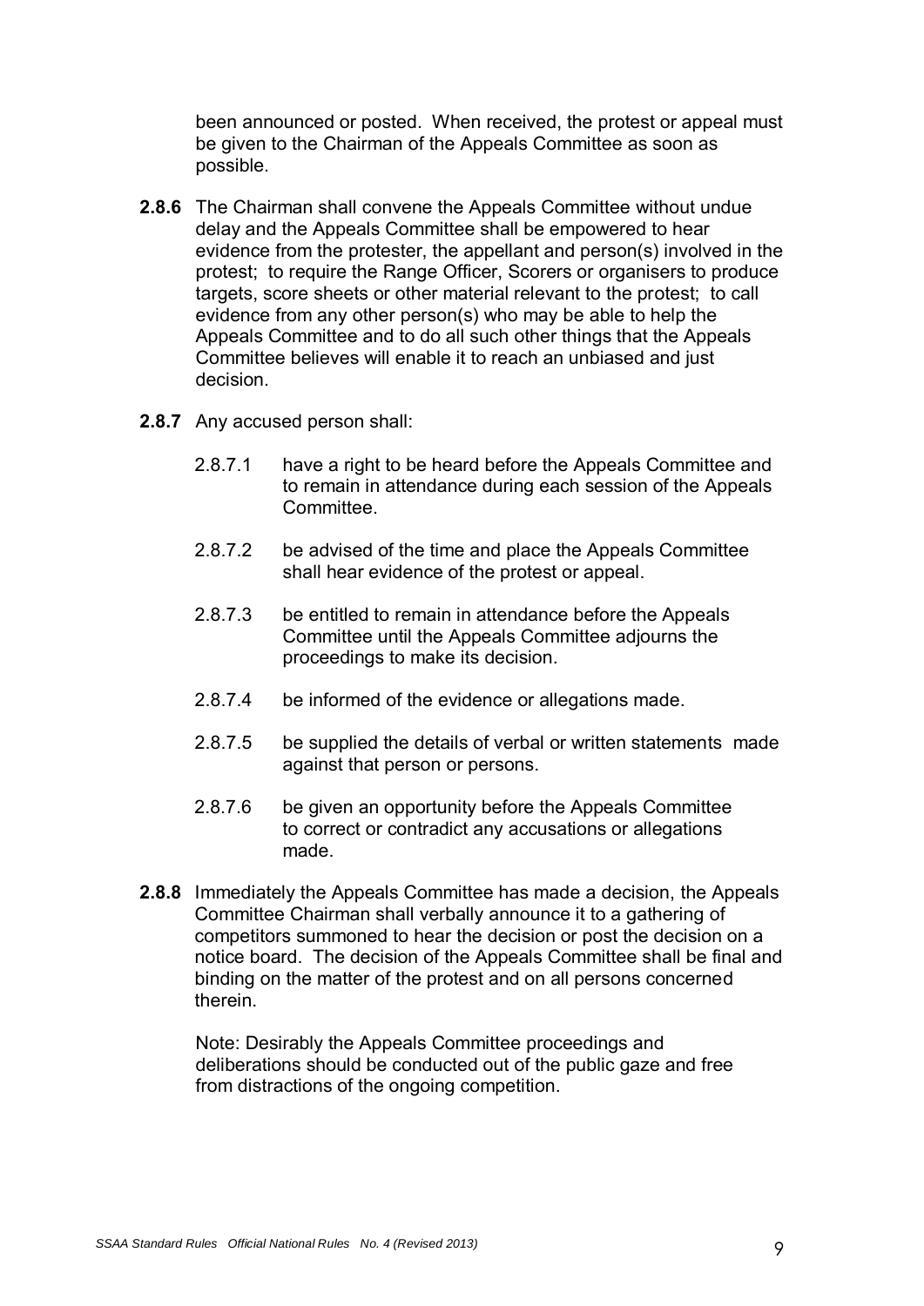been announced or posted. When received, the protest or appeal must be given to the Chairman of the Appeals Committee as soon as possible.

**2.8.6** The Chairman shall convene the Appeals Committee without undue delay and the Appeals Committee shall be empowered to hear evidence from the protester, the appellant and person(s) involved in the protest; to require the Range Officer, Scorers or organisers to produce targets, score sheets or other material relevant to the protest; to call evidence from any other person(s) who may be able to help the Appeals Committee and to do all such other things that the Appeals Committee believes will enable it to reach an unbiased and just decision.

**2.8.7** Any accused person shall:

- 2.8.7.1 have a right to be heard before the Appeals Committee and to remain in attendance during each session of the Appeals Committee.
- 2.8.7.2 be advised of the time and place the Appeals Committee shall hear evidence of the protest or appeal.
- 2.8.7.3 be entitled to remain in attendance before the Appeals Committee until the Appeals Committee adjourns the proceedings to make its decision.
- 2.8.7.4 be informed of the evidence or allegations made.
- 2.8.7.5 be supplied the details of verbal or written statements made against that person or persons.
- 2.8.7.6 be given an opportunity before the Appeals Committee to correct or contradict any accusations or allegations made.

**2.8.8** Immediately the Appeals Committee has made a decision, the Appeals Committee Chairman shall verbally announce it to a gathering of competitors summoned to hear the decision or post the decision on a notice board. The decision of the Appeals Committee shall be final and binding on the matter of the protest and on all persons concerned therein.

Note: Desirably the Appeals Committee proceedings and deliberations should be conducted out of the public gaze and free from distractions of the ongoing competition.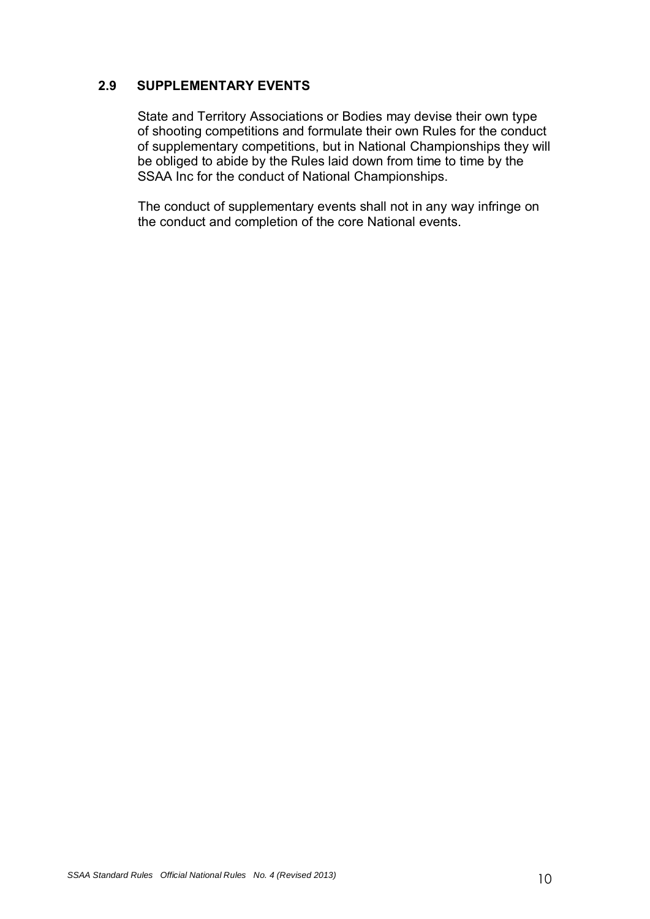### 2.9 SUPPLEMENTARY EVENTS

State and Territory Associations or Bodies may devise their own type of shooting competitions and formulate their own Rules for the conduct of supplementary competitions, but in National Championships they will be obliged to abide by the Rules laid down from time to time by the SSAA Inc for the conduct of National Championships.

The conduct of supplementary events shall not in any way infringe on the conduct and completion of the core National events.